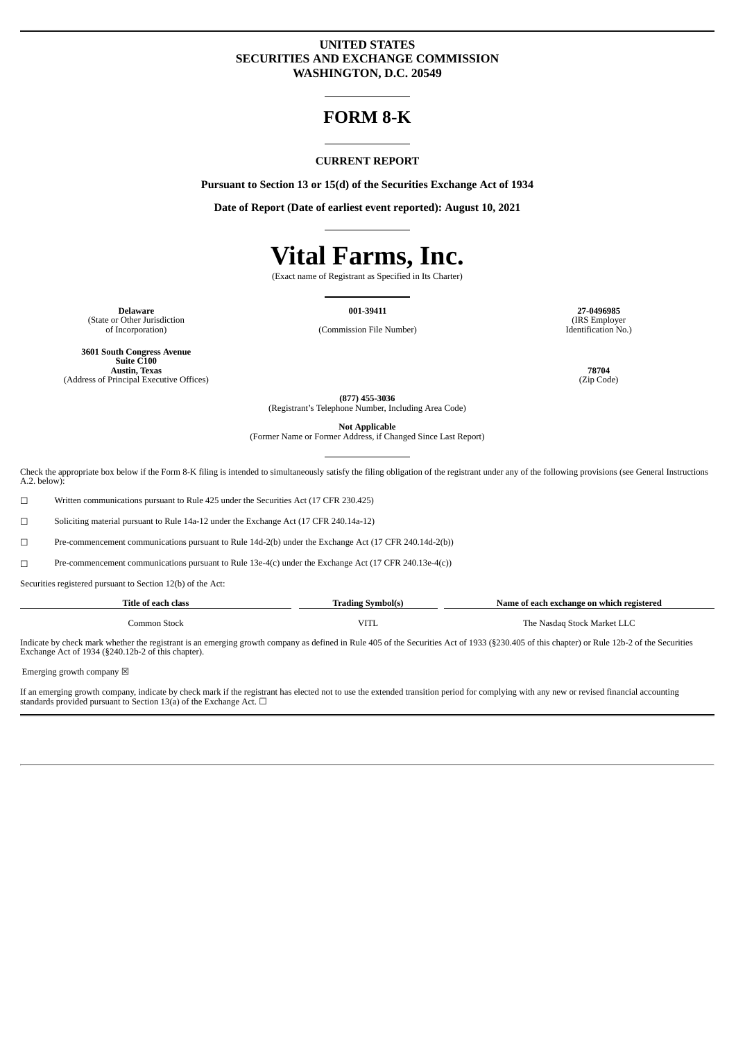**UNITED STATES**
**SECURITIES AND EXCHANGE COMMISSION**
**WASHINGTON, D.C. 20549**

# FORM 8-K

**CURRENT REPORT**

**Pursuant to Section 13 or 15(d) of the Securities Exchange Act of 1934**

**Date of Report (Date of earliest event reported): August 10, 2021**

# Vital Farms, Inc.

(Exact name of Registrant as Specified in Its Charter)

| **Delaware** | **001-39411** | **27-0496985** |
|---|---|---|
| (State or Other Jurisdiction of Incorporation) | (Commission File Number) | (IRS Employer Identification No.) |

| **3601 South Congress Avenue Suite C100 Austin, Texas** | **78704** |
|---|---|
| (Address of Principal Executive Offices) | (Zip Code) |

**(877) 455-3036**
(Registrant's Telephone Number, Including Area Code)

**Not Applicable**
(Former Name or Former Address, if Changed Since Last Report)

Check the appropriate box below if the Form 8-K filing is intended to simultaneously satisfy the filing obligation of the registrant under any of the following provisions (see General Instructions A.2. below):

☐ Written communications pursuant to Rule 425 under the Securities Act (17 CFR 230.425)

☐ Soliciting material pursuant to Rule 14a-12 under the Exchange Act (17 CFR 240.14a-12)

☐ Pre-commencement communications pursuant to Rule 14d-2(b) under the Exchange Act (17 CFR 240.14d-2(b))

☐ Pre-commencement communications pursuant to Rule 13e-4(c) under the Exchange Act (17 CFR 240.13e-4(c))

Securities registered pursuant to Section 12(b) of the Act:

| Title of each class | Trading Symbol(s) | Name of each exchange on which registered |
|---|---|---|
| Common Stock | VITL | The Nasdaq Stock Market LLC |

Indicate by check mark whether the registrant is an emerging growth company as defined in Rule 405 of the Securities Act of 1933 (§230.405 of this chapter) or Rule 12b-2 of the Securities Exchange Act of 1934 (§240.12b-2 of this chapter).

Emerging growth company ☒

If an emerging growth company, indicate by check mark if the registrant has elected not to use the extended transition period for complying with any new or revised financial accounting standards provided pursuant to Section 13(a) of the Exchange Act. ☐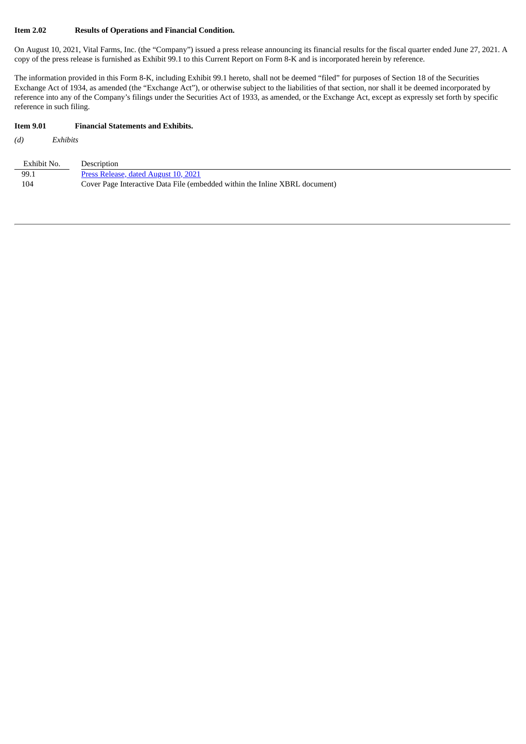**Item 2.02 Results of Operations and Financial Condition.**

On August 10, 2021, Vital Farms, Inc. (the "Company") issued a press release announcing its financial results for the fiscal quarter ended June 27, 2021. A copy of the press release is furnished as Exhibit 99.1 to this Current Report on Form 8-K and is incorporated herein by reference.

The information provided in this Form 8-K, including Exhibit 99.1 hereto, shall not be deemed "filed" for purposes of Section 18 of the Securities Exchange Act of 1934, as amended (the "Exchange Act"), or otherwise subject to the liabilities of that section, nor shall it be deemed incorporated by reference into any of the Company's filings under the Securities Act of 1933, as amended, or the Exchange Act, except as expressly set forth by specific reference in such filing.

**Item 9.01 Financial Statements and Exhibits.**

*(d) Exhibits*

| Exhibit No. | Description |
| --- | --- |
| 99.1 | Press Release, dated August 10, 2021 |
| 104 | Cover Page Interactive Data File (embedded within the Inline XBRL document) |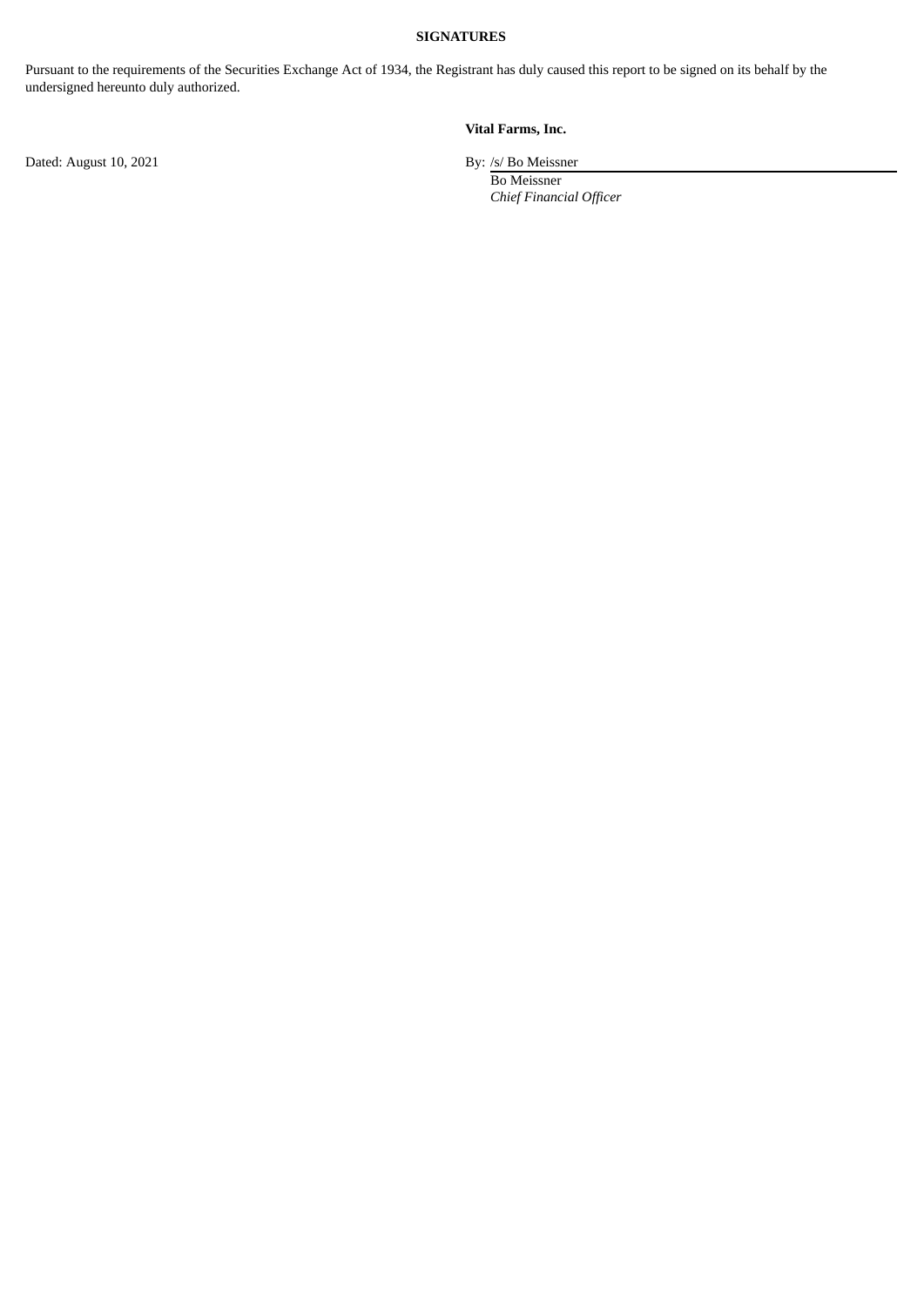**SIGNATURES**

Pursuant to the requirements of the Securities Exchange Act of 1934, the Registrant has duly caused this report to be signed on its behalf by the undersigned hereunto duly authorized.

**Vital Farms, Inc.**

Dated: August 10, 2021

By: /s/ Bo Meissner

Bo Meissner

*Chief Financial Officer*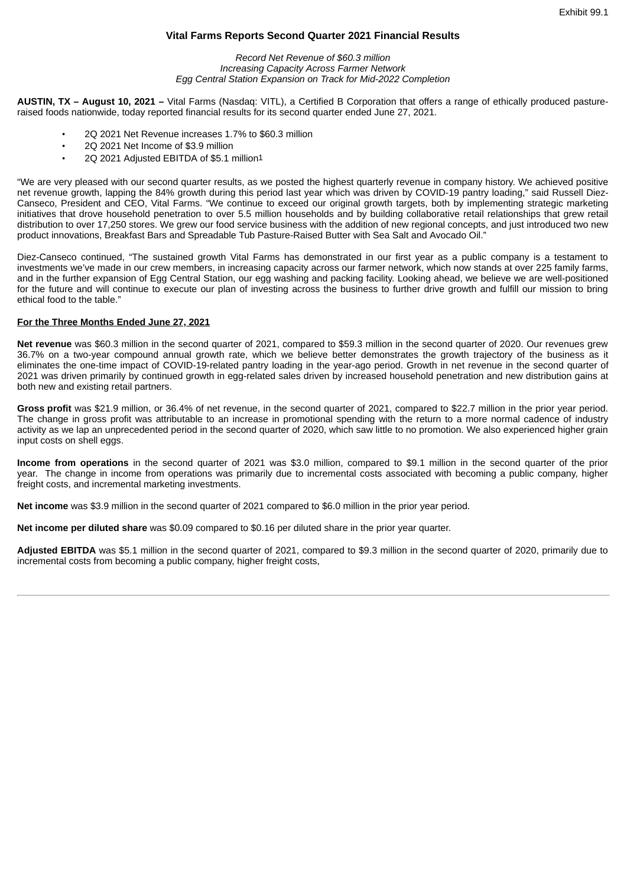Exhibit 99.1

# Vital Farms Reports Second Quarter 2021 Financial Results

*Record Net Revenue of $60.3 million*
*Increasing Capacity Across Farmer Network*
*Egg Central Station Expansion on Track for Mid-2022 Completion*

**AUSTIN, TX – August 10, 2021 –** Vital Farms (Nasdaq: VITL), a Certified B Corporation that offers a range of ethically produced pasture-raised foods nationwide, today reported financial results for its second quarter ended June 27, 2021.

- 2Q 2021 Net Revenue increases 1.7% to $60.3 million
- 2Q 2021 Net Income of $3.9 million
- 2Q 2021 Adjusted EBITDA of $5.1 million[1]

"We are very pleased with our second quarter results, as we posted the highest quarterly revenue in company history. We achieved positive net revenue growth, lapping the 84% growth during this period last year which was driven by COVID-19 pantry loading," said Russell Diez-Canseco, President and CEO, Vital Farms. "We continue to exceed our original growth targets, both by implementing strategic marketing initiatives that drove household penetration to over 5.5 million households and by building collaborative retail relationships that grew retail distribution to over 17,250 stores. We grew our food service business with the addition of new regional concepts, and just introduced two new product innovations, Breakfast Bars and Spreadable Tub Pasture-Raised Butter with Sea Salt and Avocado Oil."

Diez-Canseco continued, "The sustained growth Vital Farms has demonstrated in our first year as a public company is a testament to investments we've made in our crew members, in increasing capacity across our farmer network, which now stands at over 225 family farms, and in the further expansion of Egg Central Station, our egg washing and packing facility. Looking ahead, we believe we are well-positioned for the future and will continue to execute our plan of investing across the business to further drive growth and fulfill our mission to bring ethical food to the table."

## For the Three Months Ended June 27, 2021

**Net revenue** was $60.3 million in the second quarter of 2021, compared to $59.3 million in the second quarter of 2020. Our revenues grew 36.7% on a two-year compound annual growth rate, which we believe better demonstrates the growth trajectory of the business as it eliminates the one-time impact of COVID-19-related pantry loading in the year-ago period. Growth in net revenue in the second quarter of 2021 was driven primarily by continued growth in egg-related sales driven by increased household penetration and new distribution gains at both new and existing retail partners.

**Gross profit** was $21.9 million, or 36.4% of net revenue, in the second quarter of 2021, compared to $22.7 million in the prior year period. The change in gross profit was attributable to an increase in promotional spending with the return to a more normal cadence of industry activity as we lap an unprecedented period in the second quarter of 2020, which saw little to no promotion. We also experienced higher grain input costs on shell eggs.

**Income from operations** in the second quarter of 2021 was $3.0 million, compared to $9.1 million in the second quarter of the prior year. The change in income from operations was primarily due to incremental costs associated with becoming a public company, higher freight costs, and incremental marketing investments.

**Net income** was $3.9 million in the second quarter of 2021 compared to $6.0 million in the prior year period.

**Net income per diluted share** was $0.09 compared to $0.16 per diluted share in the prior year quarter.

**Adjusted EBITDA** was $5.1 million in the second quarter of 2021, compared to $9.3 million in the second quarter of 2020, primarily due to incremental costs from becoming a public company, higher freight costs,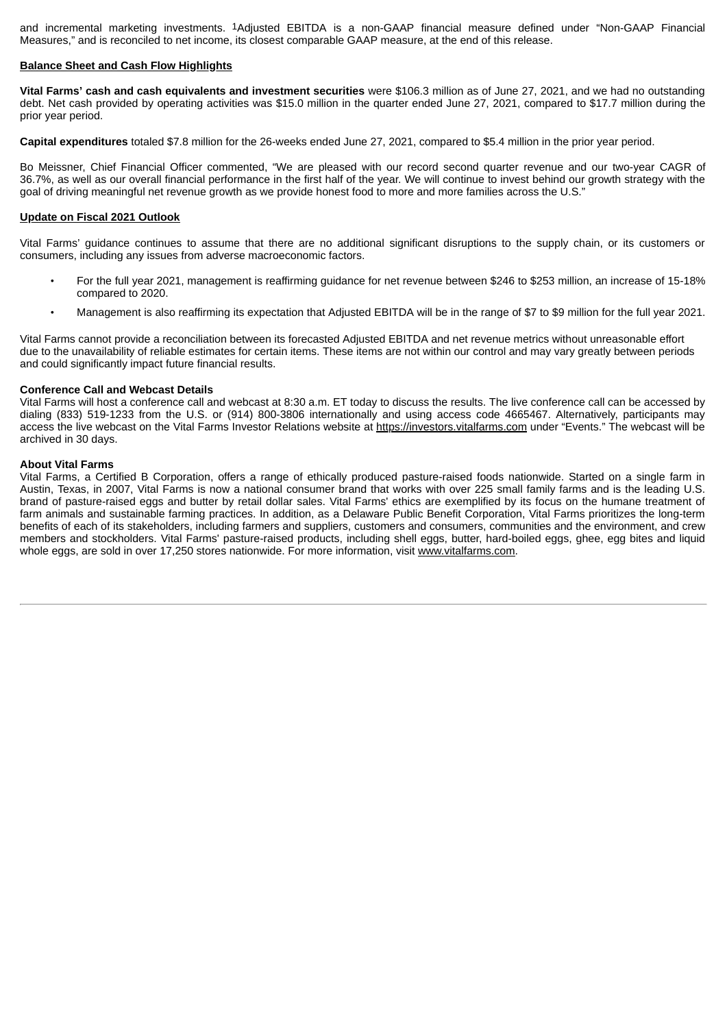and incremental marketing investments. [1]Adjusted EBITDA is a non-GAAP financial measure defined under "Non-GAAP Financial Measures," and is reconciled to net income, its closest comparable GAAP measure, at the end of this release.

**Balance Sheet and Cash Flow Highlights**

**Vital Farms' cash and cash equivalents and investment securities** were $106.3 million as of June 27, 2021, and we had no outstanding debt. Net cash provided by operating activities was $15.0 million in the quarter ended June 27, 2021, compared to $17.7 million during the prior year period.

**Capital expenditures** totaled $7.8 million for the 26-weeks ended June 27, 2021, compared to $5.4 million in the prior year period.

Bo Meissner, Chief Financial Officer commented, "We are pleased with our record second quarter revenue and our two-year CAGR of 36.7%, as well as our overall financial performance in the first half of the year. We will continue to invest behind our growth strategy with the goal of driving meaningful net revenue growth as we provide honest food to more and more families across the U.S."

**Update on Fiscal 2021 Outlook**

Vital Farms' guidance continues to assume that there are no additional significant disruptions to the supply chain, or its customers or consumers, including any issues from adverse macroeconomic factors.

- For the full year 2021, management is reaffirming guidance for net revenue between $246 to $253 million, an increase of 15-18% compared to 2020.
- Management is also reaffirming its expectation that Adjusted EBITDA will be in the range of $7 to $9 million for the full year 2021.

Vital Farms cannot provide a reconciliation between its forecasted Adjusted EBITDA and net revenue metrics without unreasonable effort due to the unavailability of reliable estimates for certain items. These items are not within our control and may vary greatly between periods and could significantly impact future financial results.

**Conference Call and Webcast Details**

Vital Farms will host a conference call and webcast at 8:30 a.m. ET today to discuss the results. The live conference call can be accessed by dialing (833) 519-1233 from the U.S. or (914) 800-3806 internationally and using access code 4665467. Alternatively, participants may access the live webcast on the Vital Farms Investor Relations website at https://investors.vitalfarms.com under "Events." The webcast will be archived in 30 days.

**About Vital Farms**

Vital Farms, a Certified B Corporation, offers a range of ethically produced pasture-raised foods nationwide. Started on a single farm in Austin, Texas, in 2007, Vital Farms is now a national consumer brand that works with over 225 small family farms and is the leading U.S. brand of pasture-raised eggs and butter by retail dollar sales. Vital Farms' ethics are exemplified by its focus on the humane treatment of farm animals and sustainable farming practices. In addition, as a Delaware Public Benefit Corporation, Vital Farms prioritizes the long-term benefits of each of its stakeholders, including farmers and suppliers, customers and consumers, communities and the environment, and crew members and stockholders. Vital Farms' pasture-raised products, including shell eggs, butter, hard-boiled eggs, ghee, egg bites and liquid whole eggs, are sold in over 17,250 stores nationwide. For more information, visit www.vitalfarms.com.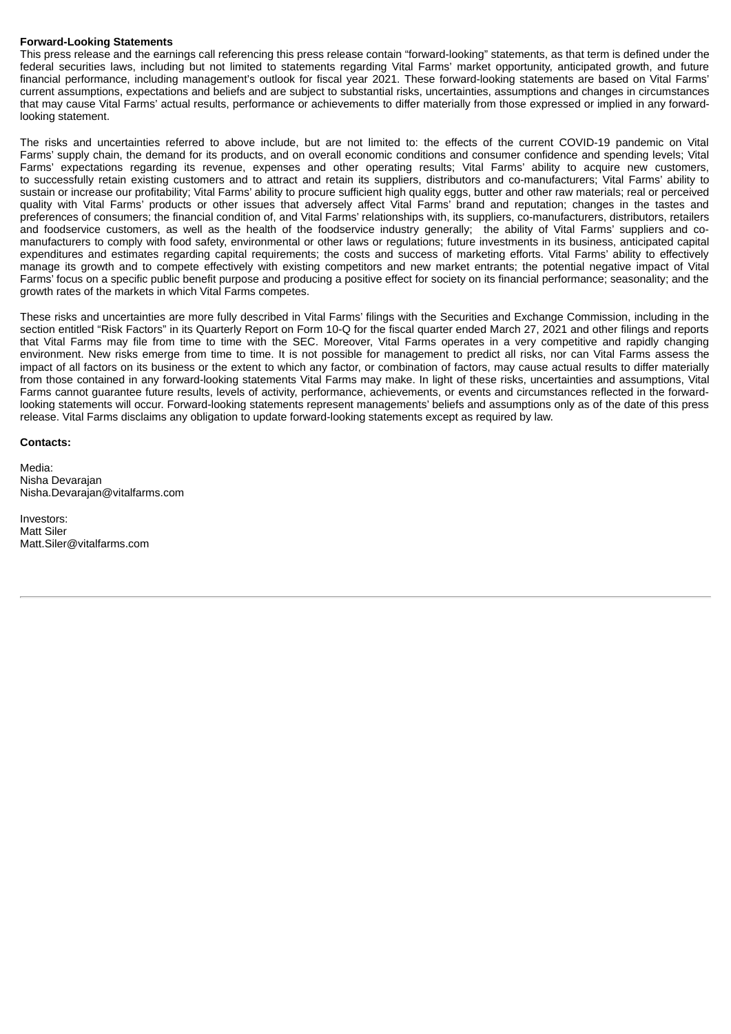**Forward-Looking Statements**

This press release and the earnings call referencing this press release contain "forward-looking" statements, as that term is defined under the federal securities laws, including but not limited to statements regarding Vital Farms' market opportunity, anticipated growth, and future financial performance, including management's outlook for fiscal year 2021. These forward-looking statements are based on Vital Farms' current assumptions, expectations and beliefs and are subject to substantial risks, uncertainties, assumptions and changes in circumstances that may cause Vital Farms' actual results, performance or achievements to differ materially from those expressed or implied in any forward-looking statement.

The risks and uncertainties referred to above include, but are not limited to: the effects of the current COVID-19 pandemic on Vital Farms' supply chain, the demand for its products, and on overall economic conditions and consumer confidence and spending levels; Vital Farms' expectations regarding its revenue, expenses and other operating results; Vital Farms' ability to acquire new customers, to successfully retain existing customers and to attract and retain its suppliers, distributors and co-manufacturers; Vital Farms' ability to sustain or increase our profitability; Vital Farms' ability to procure sufficient high quality eggs, butter and other raw materials; real or perceived quality with Vital Farms' products or other issues that adversely affect Vital Farms' brand and reputation; changes in the tastes and preferences of consumers; the financial condition of, and Vital Farms' relationships with, its suppliers, co-manufacturers, distributors, retailers and foodservice customers, as well as the health of the foodservice industry generally; the ability of Vital Farms' suppliers and co-manufacturers to comply with food safety, environmental or other laws or regulations; future investments in its business, anticipated capital expenditures and estimates regarding capital requirements; the costs and success of marketing efforts. Vital Farms' ability to effectively manage its growth and to compete effectively with existing competitors and new market entrants; the potential negative impact of Vital Farms' focus on a specific public benefit purpose and producing a positive effect for society on its financial performance; seasonality; and the growth rates of the markets in which Vital Farms competes.

These risks and uncertainties are more fully described in Vital Farms' filings with the Securities and Exchange Commission, including in the section entitled "Risk Factors" in its Quarterly Report on Form 10-Q for the fiscal quarter ended March 27, 2021 and other filings and reports that Vital Farms may file from time to time with the SEC. Moreover, Vital Farms operates in a very competitive and rapidly changing environment. New risks emerge from time to time. It is not possible for management to predict all risks, nor can Vital Farms assess the impact of all factors on its business or the extent to which any factor, or combination of factors, may cause actual results to differ materially from those contained in any forward-looking statements Vital Farms may make. In light of these risks, uncertainties and assumptions, Vital Farms cannot guarantee future results, levels of activity, performance, achievements, or events and circumstances reflected in the forward-looking statements will occur. Forward-looking statements represent managements' beliefs and assumptions only as of the date of this press release. Vital Farms disclaims any obligation to update forward-looking statements except as required by law.

**Contacts:**

Media:
Nisha Devarajan
Nisha.Devarajan@vitalfarms.com

Investors:
Matt Siler
Matt.Siler@vitalfarms.com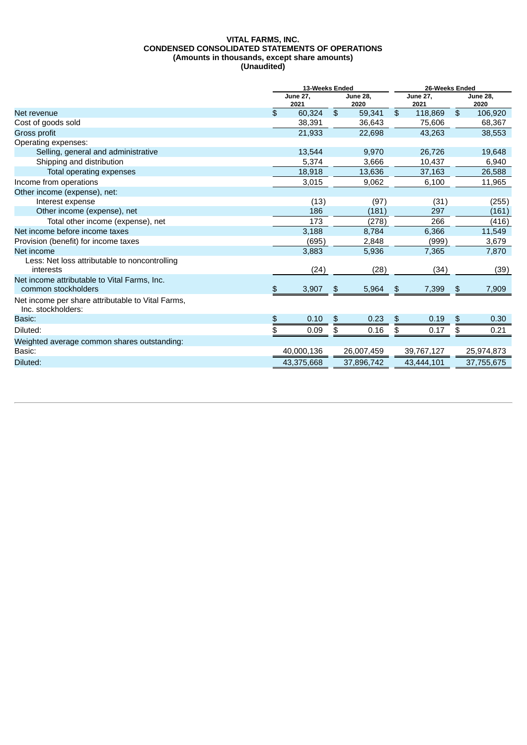**VITAL FARMS, INC.**
**CONDENSED CONSOLIDATED STATEMENTS OF OPERATIONS**
**(Amounts in thousands, except share amounts)**
**(Unaudited)**

| | 13-Weeks Ended | | 26-Weeks Ended | |
|---|---|---|---|---|
| | June 27, 2021 | June 28, 2020 | June 27, 2021 | June 28, 2020 |
| Net revenue | $ 60,324 | $ 59,341 | $ 118,869 | $ 106,920 |
| Cost of goods sold | 38,391 | 36,643 | 75,606 | 68,367 |
| Gross profit | 21,933 | 22,698 | 43,263 | 38,553 |
| Operating expenses: | | | | |
| Selling, general and administrative | 13,544 | 9,970 | 26,726 | 19,648 |
| Shipping and distribution | 5,374 | 3,666 | 10,437 | 6,940 |
| Total operating expenses | 18,918 | 13,636 | 37,163 | 26,588 |
| Income from operations | 3,015 | 9,062 | 6,100 | 11,965 |
| Other income (expense), net: | | | | |
| Interest expense | (13) | (97) | (31) | (255) |
| Other income (expense), net | 186 | (181) | 297 | (161) |
| Total other income (expense), net | 173 | (278) | 266 | (416) |
| Net income before income taxes | 3,188 | 8,784 | 6,366 | 11,549 |
| Provision (benefit) for income taxes | (695) | 2,848 | (999) | 3,679 |
| Net income | 3,883 | 5,936 | 7,365 | 7,870 |
| Less: Net loss attributable to noncontrolling interests | (24) | (28) | (34) | (39) |
| Net income attributable to Vital Farms, Inc. common stockholders | $ 3,907 | $ 5,964 | $ 7,399 | $ 7,909 |
| Net income per share attributable to Vital Farms, Inc. stockholders: | | | | |
| Basic: | $ 0.10 | $ 0.23 | $ 0.19 | $ 0.30 |
| Diluted: | $ 0.09 | $ 0.16 | $ 0.17 | $ 0.21 |
| Weighted average common shares outstanding: | | | | |
| Basic: | 40,000,136 | 26,007,459 | 39,767,127 | 25,974,873 |
| Diluted: | 43,375,668 | 37,896,742 | 43,444,101 | 37,755,675 |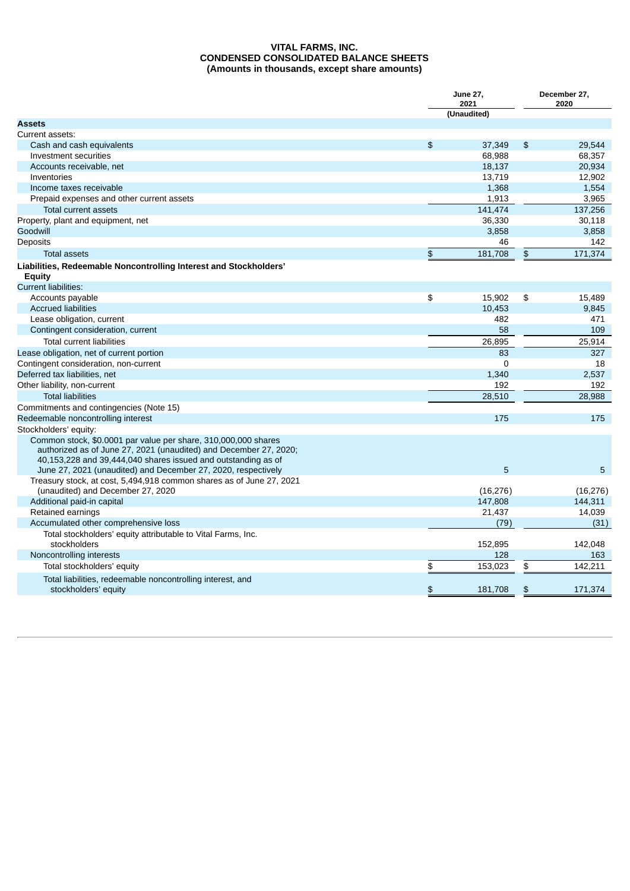# VITAL FARMS, INC.
## CONDENSED CONSOLIDATED BALANCE SHEETS
### (Amounts in thousands, except share amounts)

| | June 27, 2021 (Unaudited) | December 27, 2020 |
|---|---|---|
| **Assets** | | |
| Current assets: | | |
| Cash and cash equivalents | $ 37,349 | $ 29,544 |
| Investment securities | 68,988 | 68,357 |
| Accounts receivable, net | 18,137 | 20,934 |
| Inventories | 13,719 | 12,902 |
| Income taxes receivable | 1,368 | 1,554 |
| Prepaid expenses and other current assets | 1,913 | 3,965 |
| Total current assets | 141,474 | 137,256 |
| Property, plant and equipment, net | 36,330 | 30,118 |
| Goodwill | 3,858 | 3,858 |
| Deposits | 46 | 142 |
| Total assets | $ 181,708 | $ 171,374 |
| **Liabilities, Redeemable Noncontrolling Interest and Stockholders' Equity** | | |
| Current liabilities: | | |
| Accounts payable | $ 15,902 | $ 15,489 |
| Accrued liabilities | 10,453 | 9,845 |
| Lease obligation, current | 482 | 471 |
| Contingent consideration, current | 58 | 109 |
| Total current liabilities | 26,895 | 25,914 |
| Lease obligation, net of current portion | 83 | 327 |
| Contingent consideration, non-current | 0 | 18 |
| Deferred tax liabilities, net | 1,340 | 2,537 |
| Other liability, non-current | 192 | 192 |
| Total liabilities | 28,510 | 28,988 |
| Commitments and contingencies (Note 15) | | |
| Redeemable noncontrolling interest | 175 | 175 |
| Stockholders' equity: | | |
| Common stock, $0.0001 par value per share, 310,000,000 shares authorized as of June 27, 2021 (unaudited) and December 27, 2020; 40,153,228 and 39,444,040 shares issued and outstanding as of June 27, 2021 (unaudited) and December 27, 2020, respectively | 5 | 5 |
| Treasury stock, at cost, 5,494,918 common shares as of June 27, 2021 (unaudited) and December 27, 2020 | (16,276) | (16,276) |
| Additional paid-in capital | 147,808 | 144,311 |
| Retained earnings | 21,437 | 14,039 |
| Accumulated other comprehensive loss | (79) | (31) |
| Total stockholders' equity attributable to Vital Farms, Inc. stockholders | 152,895 | 142,048 |
| Noncontrolling interests | 128 | 163 |
| Total stockholders' equity | $ 153,023 | $ 142,211 |
| Total liabilities, redeemable noncontrolling interest, and stockholders' equity | $ 181,708 | $ 171,374 |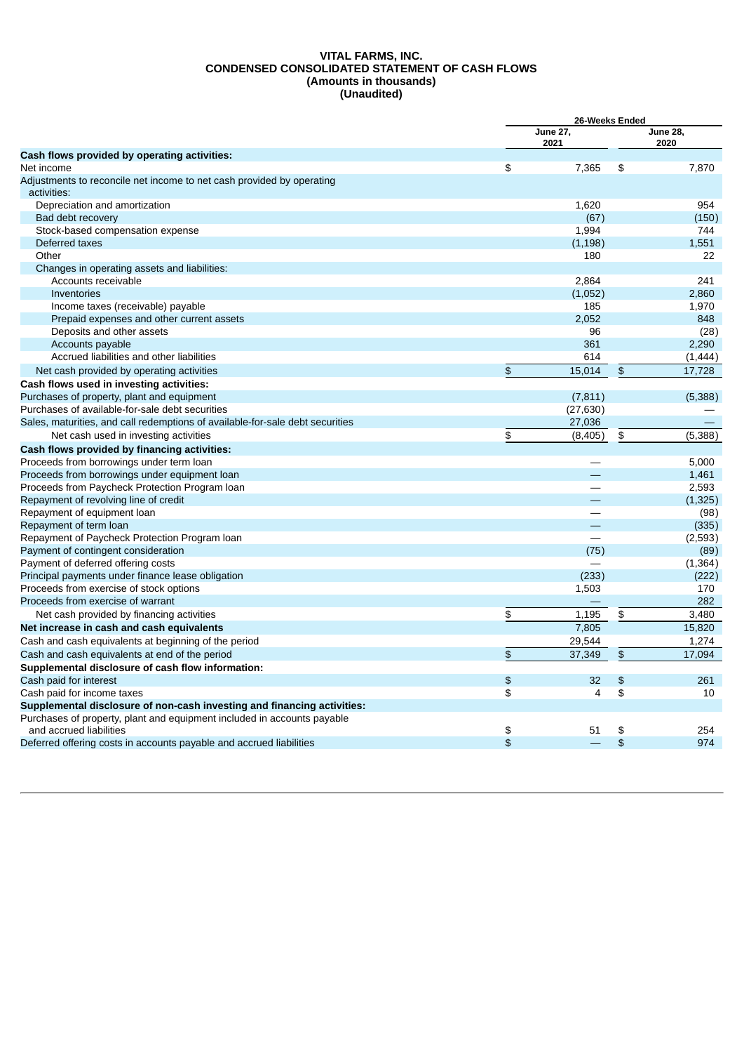**VITAL FARMS, INC.**
**CONDENSED CONSOLIDATED STATEMENT OF CASH FLOWS**
**(Amounts in thousands)**
**(Unaudited)**

| | 26-Weeks Ended | |
|---|---|---|
| | June 27, 2021 | June 28, 2020 |
| **Cash flows provided by operating activities:** | | |
| Net income | $ 7,365 | $ 7,870 |
| Adjustments to reconcile net income to net cash provided by operating activities: | | |
| Depreciation and amortization | 1,620 | 954 |
| Bad debt recovery | (67) | (150) |
| Stock-based compensation expense | 1,994 | 744 |
| Deferred taxes | (1,198) | 1,551 |
| Other | 180 | 22 |
| Changes in operating assets and liabilities: | | |
| Accounts receivable | 2,864 | 241 |
| Inventories | (1,052) | 2,860 |
| Income taxes (receivable) payable | 185 | 1,970 |
| Prepaid expenses and other current assets | 2,052 | 848 |
| Deposits and other assets | 96 | (28) |
| Accounts payable | 361 | 2,290 |
| Accrued liabilities and other liabilities | 614 | (1,444) |
| Net cash provided by operating activities | $ 15,014 | $ 17,728 |
| **Cash flows used in investing activities:** | | |
| Purchases of property, plant and equipment | (7,811) | (5,388) |
| Purchases of available-for-sale debt securities | (27,630) | — |
| Sales, maturities, and call redemptions of available-for-sale debt securities | 27,036 | — |
| Net cash used in investing activities | $ (8,405) | $ (5,388) |
| **Cash flows provided by financing activities:** | | |
| Proceeds from borrowings under term loan | — | 5,000 |
| Proceeds from borrowings under equipment loan | — | 1,461 |
| Proceeds from Paycheck Protection Program loan | — | 2,593 |
| Repayment of revolving line of credit | — | (1,325) |
| Repayment of equipment loan | — | (98) |
| Repayment of term loan | — | (335) |
| Repayment of Paycheck Protection Program loan | — | (2,593) |
| Payment of contingent consideration | (75) | (89) |
| Payment of deferred offering costs | — | (1,364) |
| Principal payments under finance lease obligation | (233) | (222) |
| Proceeds from exercise of stock options | 1,503 | 170 |
| Proceeds from exercise of warrant | — | 282 |
| Net cash provided by financing activities | $ 1,195 | $ 3,480 |
| **Net increase in cash and cash equivalents** | 7,805 | 15,820 |
| Cash and cash equivalents at beginning of the period | 29,544 | 1,274 |
| Cash and cash equivalents at end of the period | $ 37,349 | $ 17,094 |
| **Supplemental disclosure of cash flow information:** | | |
| Cash paid for interest | $ 32 | $ 261 |
| Cash paid for income taxes | $ 4 | $ 10 |
| **Supplemental disclosure of non-cash investing and financing activities:** | | |
| Purchases of property, plant and equipment included in accounts payable and accrued liabilities | $ 51 | $ 254 |
| Deferred offering costs in accounts payable and accrued liabilities | $ — | $ 974 |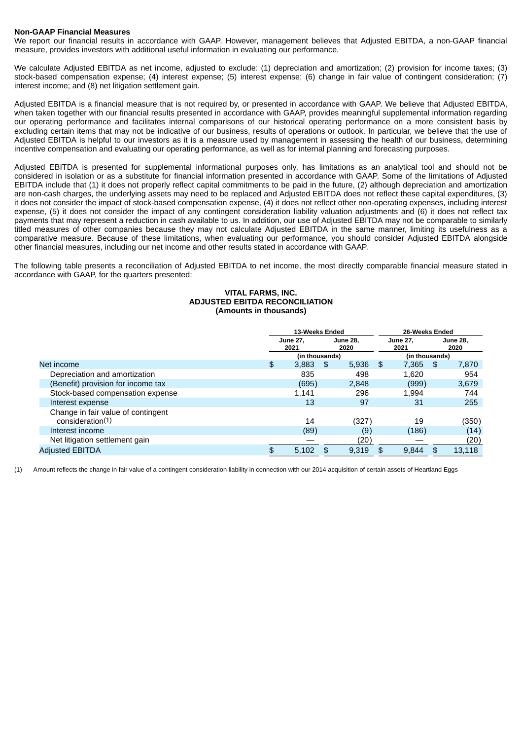**Non-GAAP Financial Measures**

We report our financial results in accordance with GAAP. However, management believes that Adjusted EBITDA, a non-GAAP financial measure, provides investors with additional useful information in evaluating our performance.

We calculate Adjusted EBITDA as net income, adjusted to exclude: (1) depreciation and amortization; (2) provision for income taxes; (3) stock-based compensation expense; (4) interest expense; (5) interest expense; (6) change in fair value of contingent consideration; (7) interest income; and (8) net litigation settlement gain.

Adjusted EBITDA is a financial measure that is not required by, or presented in accordance with GAAP. We believe that Adjusted EBITDA, when taken together with our financial results presented in accordance with GAAP, provides meaningful supplemental information regarding our operating performance and facilitates internal comparisons of our historical operating performance on a more consistent basis by excluding certain items that may not be indicative of our business, results of operations or outlook. In particular, we believe that the use of Adjusted EBITDA is helpful to our investors as it is a measure used by management in assessing the health of our business, determining incentive compensation and evaluating our operating performance, as well as for internal planning and forecasting purposes.

Adjusted EBITDA is presented for supplemental informational purposes only, has limitations as an analytical tool and should not be considered in isolation or as a substitute for financial information presented in accordance with GAAP. Some of the limitations of Adjusted EBITDA include that (1) it does not properly reflect capital commitments to be paid in the future, (2) although depreciation and amortization are non-cash charges, the underlying assets may need to be replaced and Adjusted EBITDA does not reflect these capital expenditures, (3) it does not consider the impact of stock-based compensation expense, (4) it does not reflect other non-operating expenses, including interest expense, (5) it does not consider the impact of any contingent consideration liability valuation adjustments and (6) it does not reflect tax payments that may represent a reduction in cash available to us. In addition, our use of Adjusted EBITDA may not be comparable to similarly titled measures of other companies because they may not calculate Adjusted EBITDA in the same manner, limiting its usefulness as a comparative measure. Because of these limitations, when evaluating our performance, you should consider Adjusted EBITDA alongside other financial measures, including our net income and other results stated in accordance with GAAP.

The following table presents a reconciliation of Adjusted EBITDA to net income, the most directly comparable financial measure stated in accordance with GAAP, for the quarters presented:

**VITAL FARMS, INC.**
**ADJUSTED EBITDA RECONCILIATION**
**(Amounts in thousands)**

| | 13-Weeks Ended | | 26-Weeks Ended | |
|---|---|---|---|---|
| | June 27, 2021 | June 28, 2020 | June 27, 2021 | June 28, 2020 |
| | (in thousands) | | (in thousands) | |
| Net income | $ 3,883 | $ 5,936 | $ 7,365 | $ 7,870 |
| Depreciation and amortization | 835 | 498 | 1,620 | 954 |
| (Benefit) provision for income tax | (695) | 2,848 | (999) | 3,679 |
| Stock-based compensation expense | 1,141 | 296 | 1,994 | 744 |
| Interest expense | 13 | 97 | 31 | 255 |
| Change in fair value of contingent consideration(1) | 14 | (327) | 19 | (350) |
| Interest income | (89) | (9) | (186) | (14) |
| Net litigation settlement gain | — | (20) | — | (20) |
| Adjusted EBITDA | $ 5,102 | $ 9,319 | $ 9,844 | $ 13,118 |

(1) Amount reflects the change in fair value of a contingent consideration liability in connection with our 2014 acquisition of certain assets of Heartland Eggs